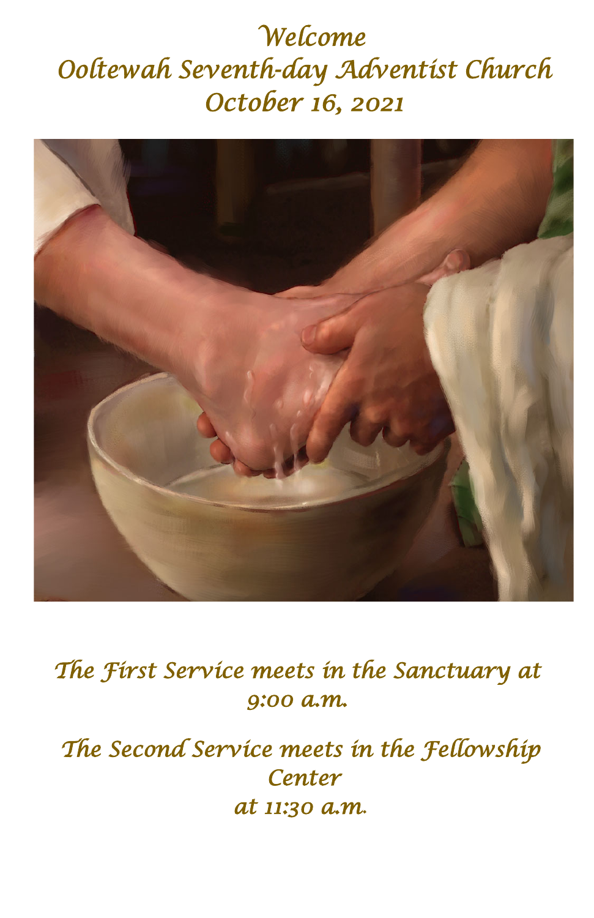# Welcome
# Ooltewah Seventh-day Adventist Church
# October 16, 2021

*The First Service meets in the Sanctuary at 9:00 a.m.*

*The Second Service meets in the Fellowship Center at 11:30 a.m.*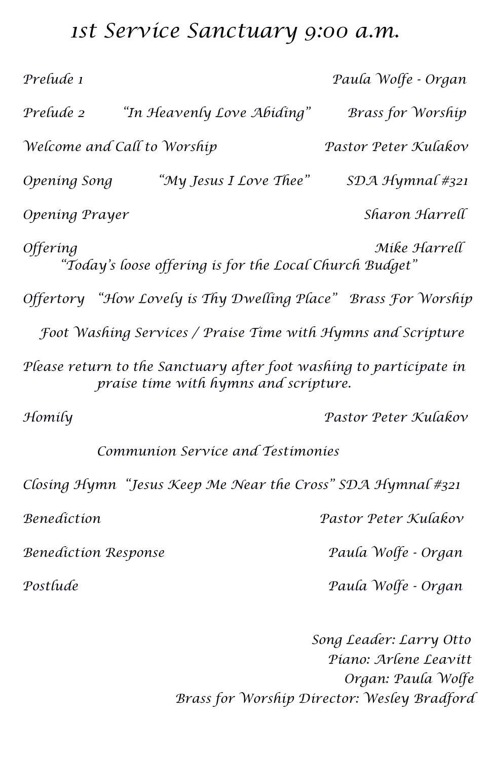# 1st Service Sanctuary 9:00 a.m.

Prelude 1 — Paula Wolfe - Organ

Prelude 2 — "In Heavenly Love Abiding" — Brass for Worship

Welcome and Call to Worship — Pastor Peter Kulakov

Opening Song — "My Jesus I Love Thee" — SDA Hymnal #321

Opening Prayer — Sharon Harrell

Offering — Mike Harrell
"Today's loose offering is for the Local Church Budget"

Offertory — "How Lovely is Thy Dwelling Place" — Brass For Worship

Foot Washing Services / Praise Time with Hymns and Scripture

Please return to the Sanctuary after foot washing to participate in praise time with hymns and scripture.

Homily — Pastor Peter Kulakov

Communion Service and Testimonies

Closing Hymn — "Jesus Keep Me Near the Cross" — SDA Hymnal #321

Benediction — Pastor Peter Kulakov

Benediction Response — Paula Wolfe - Organ

Postlude — Paula Wolfe - Organ

Song Leader: Larry Otto
Piano: Arlene Leavitt
Organ: Paula Wolfe
Brass for Worship Director: Wesley Bradford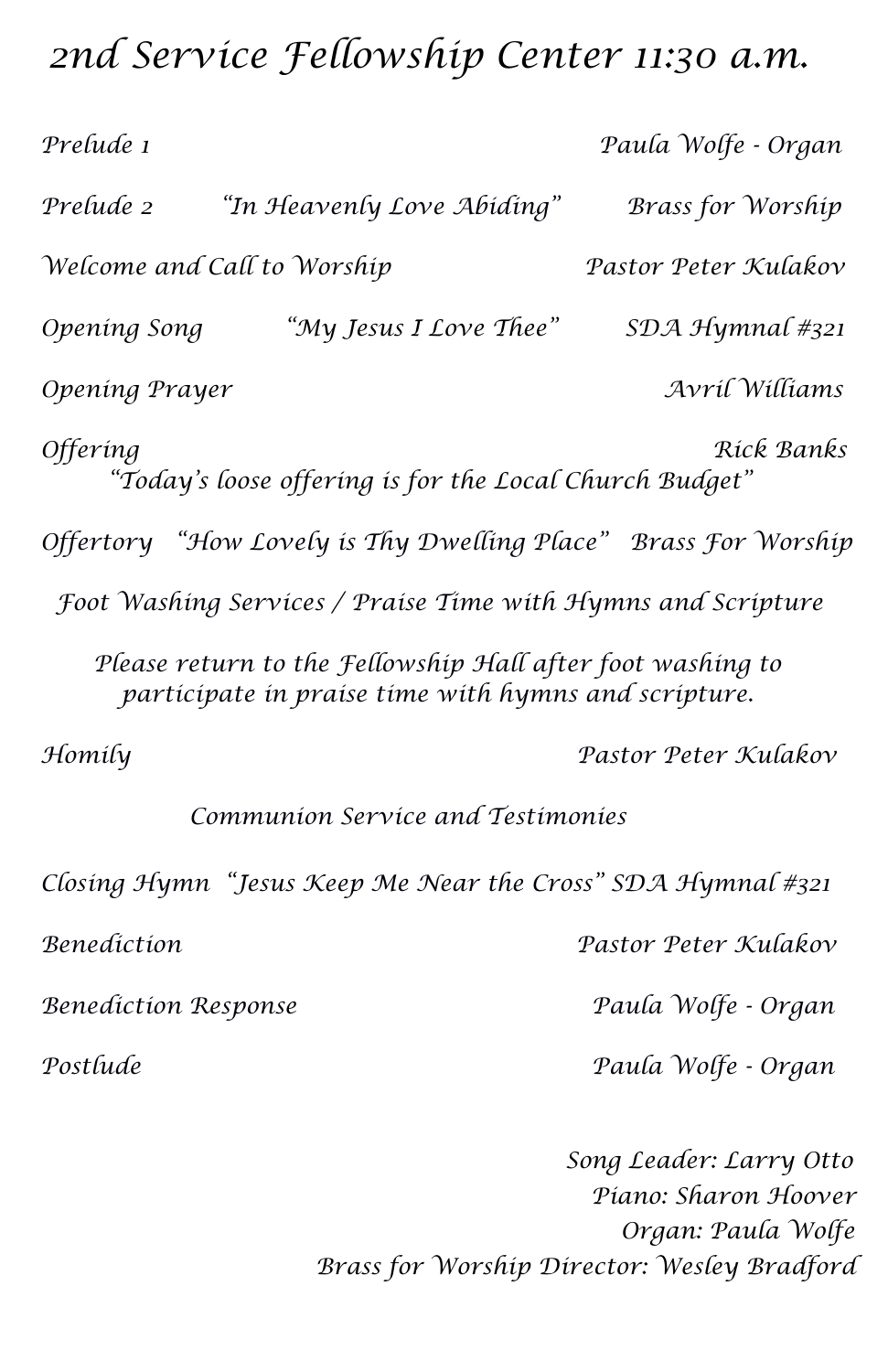# 2nd Service Fellowship Center 11:30 a.m.

Prelude 1 — Paula Wolfe - Organ

Prelude 2 — "In Heavenly Love Abiding" — Brass for Worship

Welcome and Call to Worship — Pastor Peter Kulakov

Opening Song — "My Jesus I Love Thee" — SDA Hymnal #321

Opening Prayer — Avril Williams

Offering — Rick Banks

"Today's loose offering is for the Local Church Budget"

Offertory — "How Lovely is Thy Dwelling Place" — Brass For Worship

Foot Washing Services / Praise Time with Hymns and Scripture

Please return to the Fellowship Hall after foot washing to participate in praise time with hymns and scripture.

Homily — Pastor Peter Kulakov

Communion Service and Testimonies

Closing Hymn — "Jesus Keep Me Near the Cross" — SDA Hymnal #321

Benediction — Pastor Peter Kulakov

Benediction Response — Paula Wolfe - Organ

Postlude — Paula Wolfe - Organ

Song Leader: Larry Otto
Piano: Sharon Hoover
Organ: Paula Wolfe
Brass for Worship Director: Wesley Bradford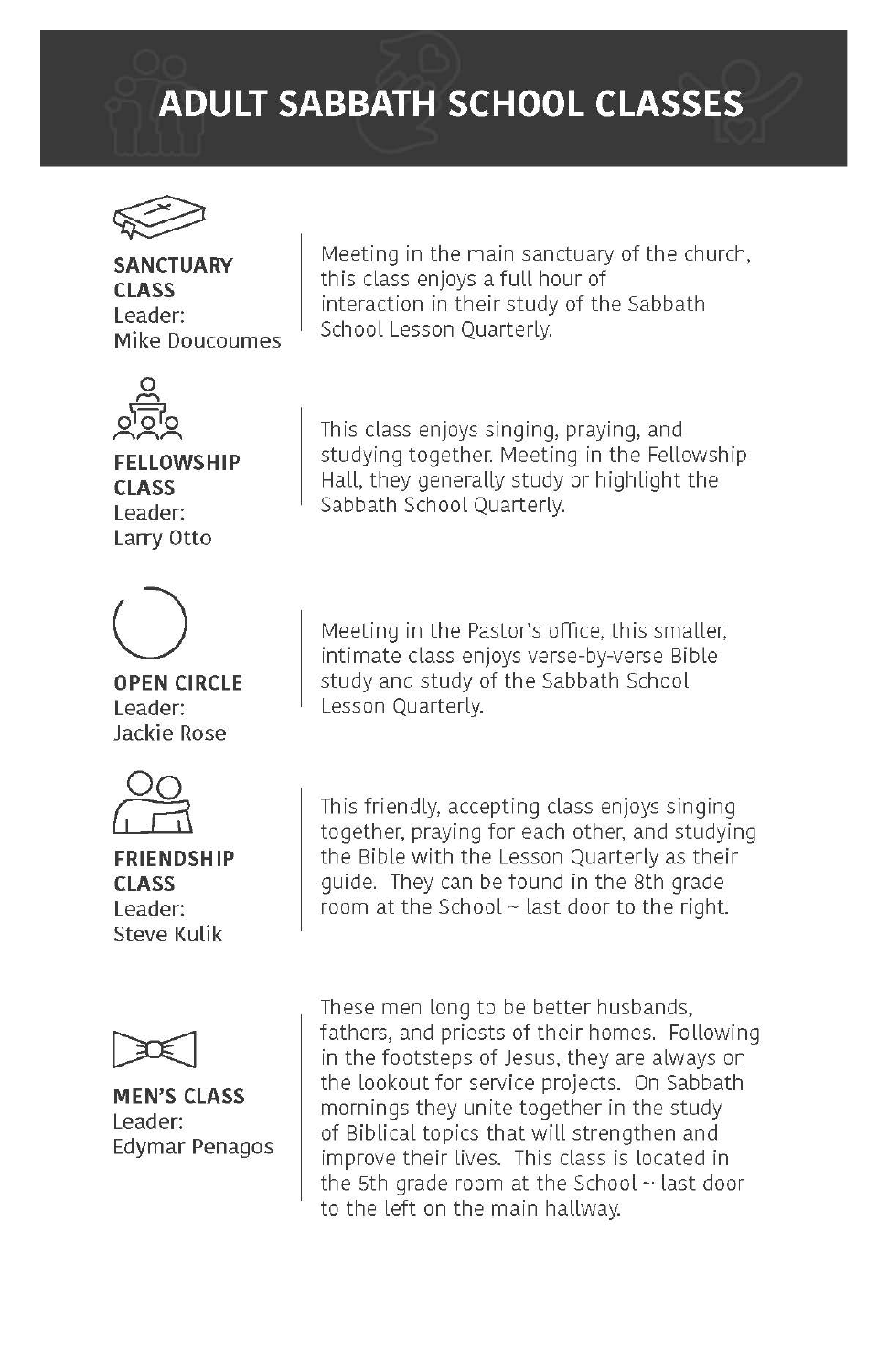# ADULT SABBATH SCHOOL CLASSES

**SANCTUARY CLASS**
Leader:
Mike Doucoumes

Meeting in the main sanctuary of the church, this class enjoys a full hour of interaction in their study of the Sabbath School Lesson Quarterly.

**FELLOWSHIP CLASS**
Leader:
Larry Otto

This class enjoys singing, praying, and studying together. Meeting in the Fellowship Hall, they generally study or highlight the Sabbath School Quarterly.

**OPEN CIRCLE**
Leader:
Jackie Rose

Meeting in the Pastor's office, this smaller, intimate class enjoys verse-by-verse Bible study and study of the Sabbath School Lesson Quarterly.

**FRIENDSHIP CLASS**
Leader:
Steve Kulik

This friendly, accepting class enjoys singing together, praying for each other, and studying the Bible with the Lesson Quarterly as their guide. They can be found in the 8th grade room at the School ~ last door to the right.

**MEN'S CLASS**
Leader:
Edymar Penagos

These men long to be better husbands, fathers, and priests of their homes. Following in the footsteps of Jesus, they are always on the lookout for service projects. On Sabbath mornings they unite together in the study of Biblical topics that will strengthen and improve their lives. This class is located in the 5th grade room at the School ~ last door to the left on the main hallway.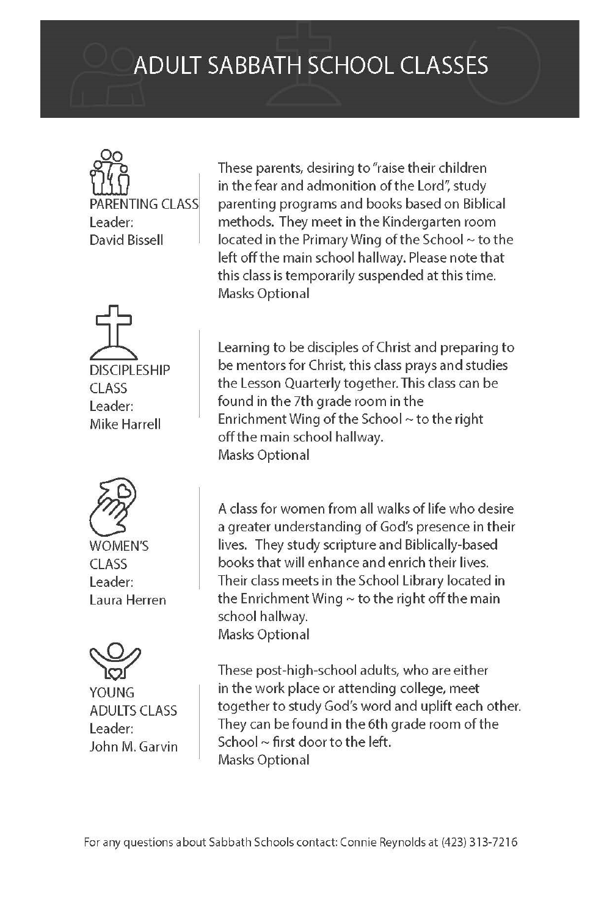# ADULT SABBATH SCHOOL CLASSES

**PARENTING CLASS**
Leader:
David Bissell

These parents, desiring to "raise their children in the fear and admonition of the Lord", study parenting programs and books based on Biblical methods. They meet in the Kindergarten room located in the Primary Wing of the School ~ to the left off the main school hallway. Please note that this class is temporarily suspended at this time.
Masks Optional

**DISCIPLESHIP CLASS**
Leader:
Mike Harrell

Learning to be disciples of Christ and preparing to be mentors for Christ, this class prays and studies the Lesson Quarterly together. This class can be found in the 7th grade room in the Enrichment Wing of the School ~ to the right off the main school hallway.
Masks Optional

**WOMEN'S CLASS**
Leader:
Laura Herren

A class for women from all walks of life who desire a greater understanding of God's presence in their lives. They study scripture and Biblically-based books that will enhance and enrich their lives. Their class meets in the School Library located in the Enrichment Wing ~ to the right off the main school hallway.
Masks Optional

**YOUNG ADULTS CLASS**
Leader:
John M. Garvin

These post-high-school adults, who are either in the work place or attending college, meet together to study God's word and uplift each other. They can be found in the 6th grade room of the School ~ first door to the left.
Masks Optional

For any questions about Sabbath Schools contact: Connie Reynolds at (423) 313-7216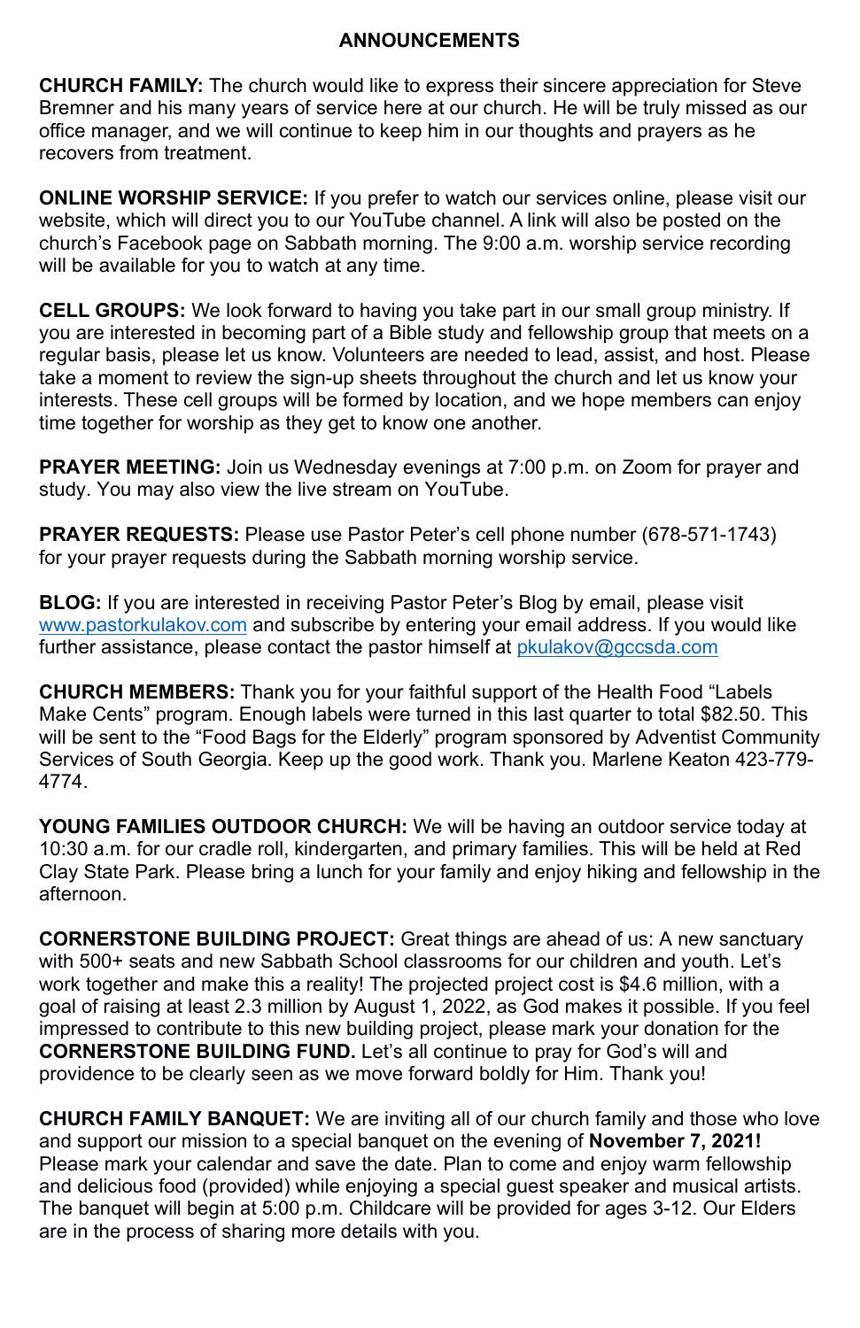## ANNOUNCEMENTS

**CHURCH FAMILY:** The church would like to express their sincere appreciation for Steve Bremner and his many years of service here at our church. He will be truly missed as our office manager, and we will continue to keep him in our thoughts and prayers as he recovers from treatment.

**ONLINE WORSHIP SERVICE:** If you prefer to watch our services online, please visit our website, which will direct you to our YouTube channel. A link will also be posted on the church's Facebook page on Sabbath morning. The 9:00 a.m. worship service recording will be available for you to watch at any time.

**CELL GROUPS:** We look forward to having you take part in our small group ministry. If you are interested in becoming part of a Bible study and fellowship group that meets on a regular basis, please let us know. Volunteers are needed to lead, assist, and host. Please take a moment to review the sign-up sheets throughout the church and let us know your interests. These cell groups will be formed by location, and we hope members can enjoy time together for worship as they get to know one another.

**PRAYER MEETING:** Join us Wednesday evenings at 7:00 p.m. on Zoom for prayer and study. You may also view the live stream on YouTube.

**PRAYER REQUESTS:** Please use Pastor Peter's cell phone number (678-571-1743) for your prayer requests during the Sabbath morning worship service.

**BLOG:** If you are interested in receiving Pastor Peter's Blog by email, please visit [www.pastorkulakov.com](http://www.pastorkulakov.com) and subscribe by entering your email address. If you would like further assistance, please contact the pastor himself at [pkulakov@gccsda.com](mailto:pkulakov@gccsda.com)

**CHURCH MEMBERS:** Thank you for your faithful support of the Health Food "Labels Make Cents" program. Enough labels were turned in this last quarter to total $82.50. This will be sent to the "Food Bags for the Elderly" program sponsored by Adventist Community Services of South Georgia. Keep up the good work. Thank you. Marlene Keaton 423-779-4774.

**YOUNG FAMILIES OUTDOOR CHURCH:** We will be having an outdoor service today at 10:30 a.m. for our cradle roll, kindergarten, and primary families. This will be held at Red Clay State Park. Please bring a lunch for your family and enjoy hiking and fellowship in the afternoon.

**CORNERSTONE BUILDING PROJECT:** Great things are ahead of us: A new sanctuary with 500+ seats and new Sabbath School classrooms for our children and youth. Let's work together and make this a reality! The projected project cost is $4.6 million, with a goal of raising at least 2.3 million by August 1, 2022, as God makes it possible. If you feel impressed to contribute to this new building project, please mark your donation for the **CORNERSTONE BUILDING FUND.** Let's all continue to pray for God's will and providence to be clearly seen as we move forward boldly for Him. Thank you!

**CHURCH FAMILY BANQUET:** We are inviting all of our church family and those who love and support our mission to a special banquet on the evening of **November 7, 2021!** Please mark your calendar and save the date. Plan to come and enjoy warm fellowship and delicious food (provided) while enjoying a special guest speaker and musical artists. The banquet will begin at 5:00 p.m. Childcare will be provided for ages 3-12. Our Elders are in the process of sharing more details with you.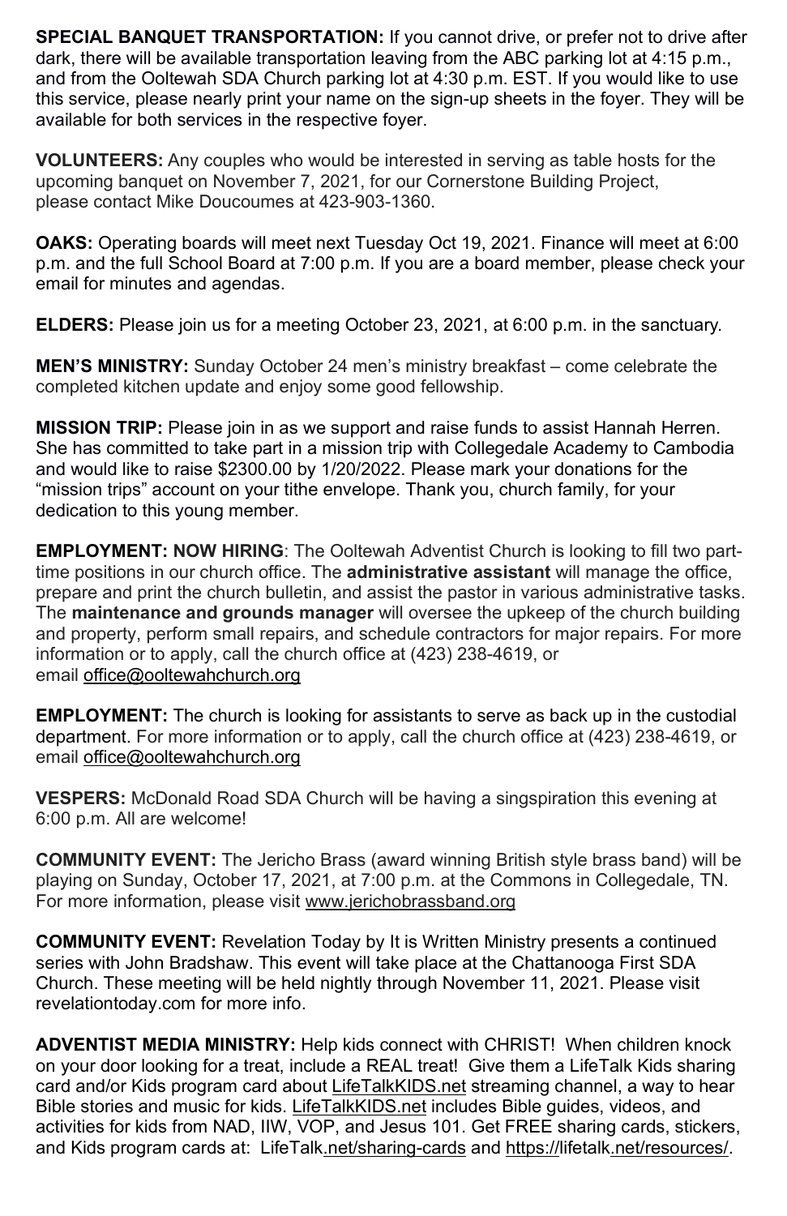**SPECIAL BANQUET TRANSPORTATION:** If you cannot drive, or prefer not to drive after dark, there will be available transportation leaving from the ABC parking lot at 4:15 p.m., and from the Ooltewah SDA Church parking lot at 4:30 p.m. EST. If you would like to use this service, please nearly print your name on the sign-up sheets in the foyer. They will be available for both services in the respective foyer.

**VOLUNTEERS:** Any couples who would be interested in serving as table hosts for the upcoming banquet on November 7, 2021, for our Cornerstone Building Project, please contact Mike Doucoumes at 423-903-1360.

**OAKS:** Operating boards will meet next Tuesday Oct 19, 2021. Finance will meet at 6:00 p.m. and the full School Board at 7:00 p.m. If you are a board member, please check your email for minutes and agendas.

**ELDERS:** Please join us for a meeting October 23, 2021, at 6:00 p.m. in the sanctuary.

**MEN'S MINISTRY:** Sunday October 24 men's ministry breakfast – come celebrate the completed kitchen update and enjoy some good fellowship.

**MISSION TRIP:** Please join in as we support and raise funds to assist Hannah Herren. She has committed to take part in a mission trip with Collegedale Academy to Cambodia and would like to raise $2300.00 by 1/20/2022. Please mark your donations for the "mission trips" account on your tithe envelope. Thank you, church family, for your dedication to this young member.

**EMPLOYMENT: NOW HIRING**: The Ooltewah Adventist Church is looking to fill two part-time positions in our church office. The **administrative assistant** will manage the office, prepare and print the church bulletin, and assist the pastor in various administrative tasks. The **maintenance and grounds manager** will oversee the upkeep of the church building and property, perform small repairs, and schedule contractors for major repairs. For more information or to apply, call the church office at (423) 238-4619, or email office@ooltewahchurch.org

**EMPLOYMENT:** The church is looking for assistants to serve as back up in the custodial department. For more information or to apply, call the church office at (423) 238-4619, or email office@ooltewahchurch.org

**VESPERS:** McDonald Road SDA Church will be having a singspiration this evening at 6:00 p.m. All are welcome!

**COMMUNITY EVENT:** The Jericho Brass (award winning British style brass band) will be playing on Sunday, October 17, 2021, at 7:00 p.m. at the Commons in Collegedale, TN. For more information, please visit www.jerichobrassband.org

**COMMUNITY EVENT:** Revelation Today by It is Written Ministry presents a continued series with John Bradshaw. This event will take place at the Chattanooga First SDA Church. These meeting will be held nightly through November 11, 2021. Please visit revelationtoday.com for more info.

**ADVENTIST MEDIA MINISTRY:** Help kids connect with CHRIST! When children knock on your door looking for a treat, include a REAL treat! Give them a LifeTalk Kids sharing card and/or Kids program card about LifeTalkKIDS.net streaming channel, a way to hear Bible stories and music for kids. LifeTalkKIDS.net includes Bible guides, videos, and activities for kids from NAD, IIW, VOP, and Jesus 101. Get FREE sharing cards, stickers, and Kids program cards at: LifeTalk.net/sharing-cards and https://lifetalk.net/resources/.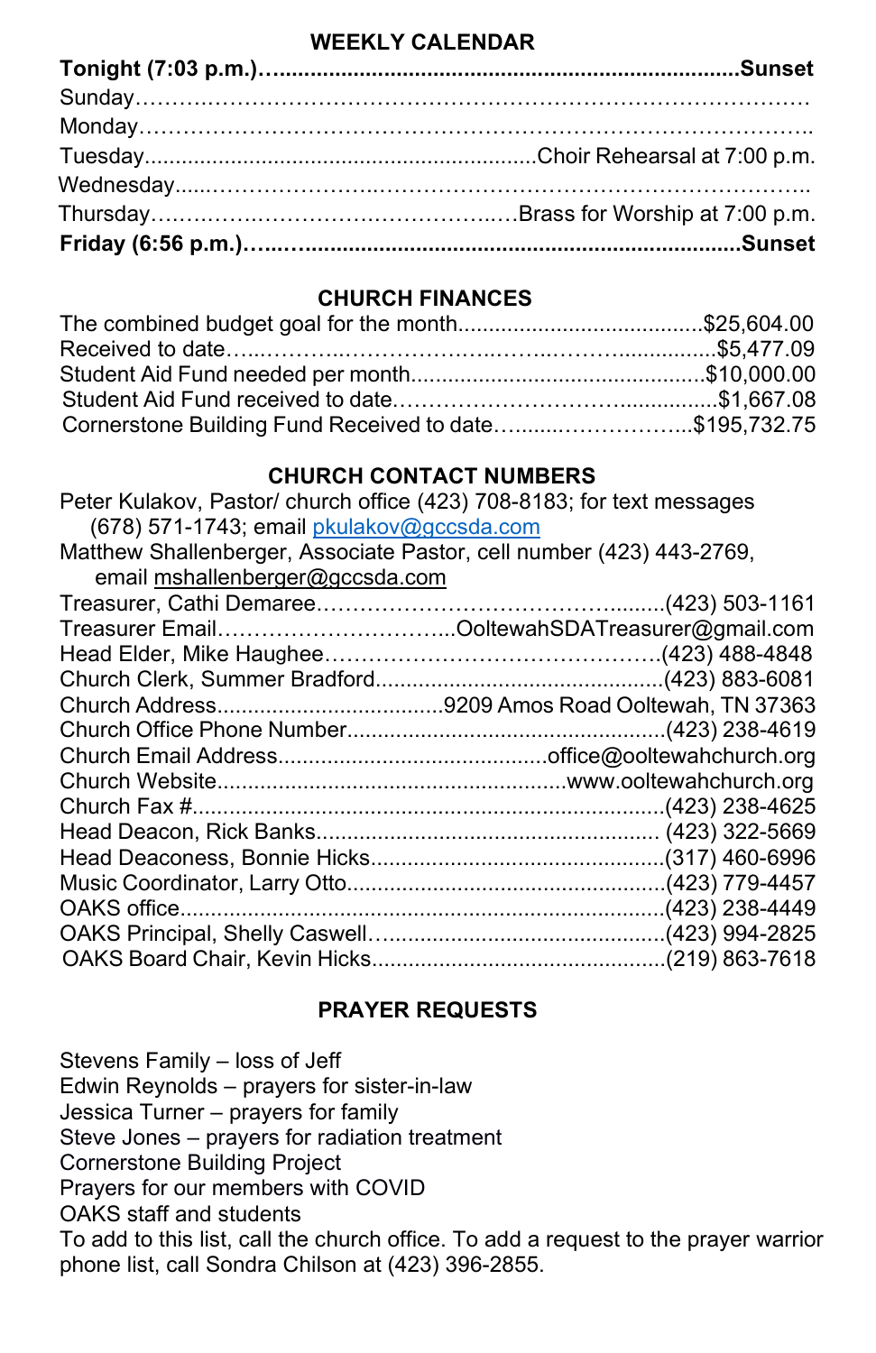## WEEKLY CALENDAR

**Tonight (7:03 p.m.)..........................................................................Sunset**
Sunday…………………………………………………………………………….
Monday……………………………………………………………………………..
Tuesday..............................................................Choir Rehearsal at 7:00 p.m.
Wednesday......…………………..…………………………………………………..
Thursday…………….……………………………..…Brass for Worship at 7:00 p.m.
**Friday (6:56 p.m.)…...….......................................................................Sunset**

## CHURCH FINANCES

The combined budget goal for the month.......................................$25,604.00
Received to date…...………..………………..…...……................$5,477.09
Student Aid Fund needed per month...............................................$10,000.00
Student Aid Fund received to date………………………….................$1,667.08
Cornerstone Building Fund Received to date…........……………..$195,732.75

## CHURCH CONTACT NUMBERS

Peter Kulakov, Pastor/ church office (423) 708-8183; for text messages (678) 571-1743; email pkulakov@gccsda.com
Matthew Shallenberger, Associate Pastor, cell number (423) 443-2769, email mshallenberger@gccsda.com
Treasurer, Cathi Demaree……………………………………........(423) 503-1161
Treasurer Email…………………………...OoltewahSDATreasurer@gmail.com
Head Elder, Mike Haughee……………………………………….(423) 488-4848
Church Clerk, Summer Bradford...............................................(423) 883-6081
Church Address....................................9209 Amos Road Ooltewah, TN 37363
Church Office Phone Number...................................................(423) 238-4619
Church Email Address...........................................office@ooltewahchurch.org
Church Website......................................................www.ooltewahchurch.org
Church Fax #.............................................................................(423) 238-4625
Head Deacon, Rick Banks......................................................... (423) 322-5669
Head Deaconess, Bonnie Hicks................................................(317) 460-6996
Music Coordinator, Larry Otto....................................................(423) 779-4457
OAKS office...............................................................................(423) 238-4449
OAKS Principal, Shelly Caswell…...............................................(423) 994-2825
OAKS Board Chair, Kevin Hicks................................................(219) 863-7618

## PRAYER REQUESTS

Stevens Family – loss of Jeff
Edwin Reynolds – prayers for sister-in-law
Jessica Turner – prayers for family
Steve Jones – prayers for radiation treatment
Cornerstone Building Project
Prayers for our members with COVID
OAKS staff and students
To add to this list, call the church office. To add a request to the prayer warrior phone list, call Sondra Chilson at (423) 396-2855.